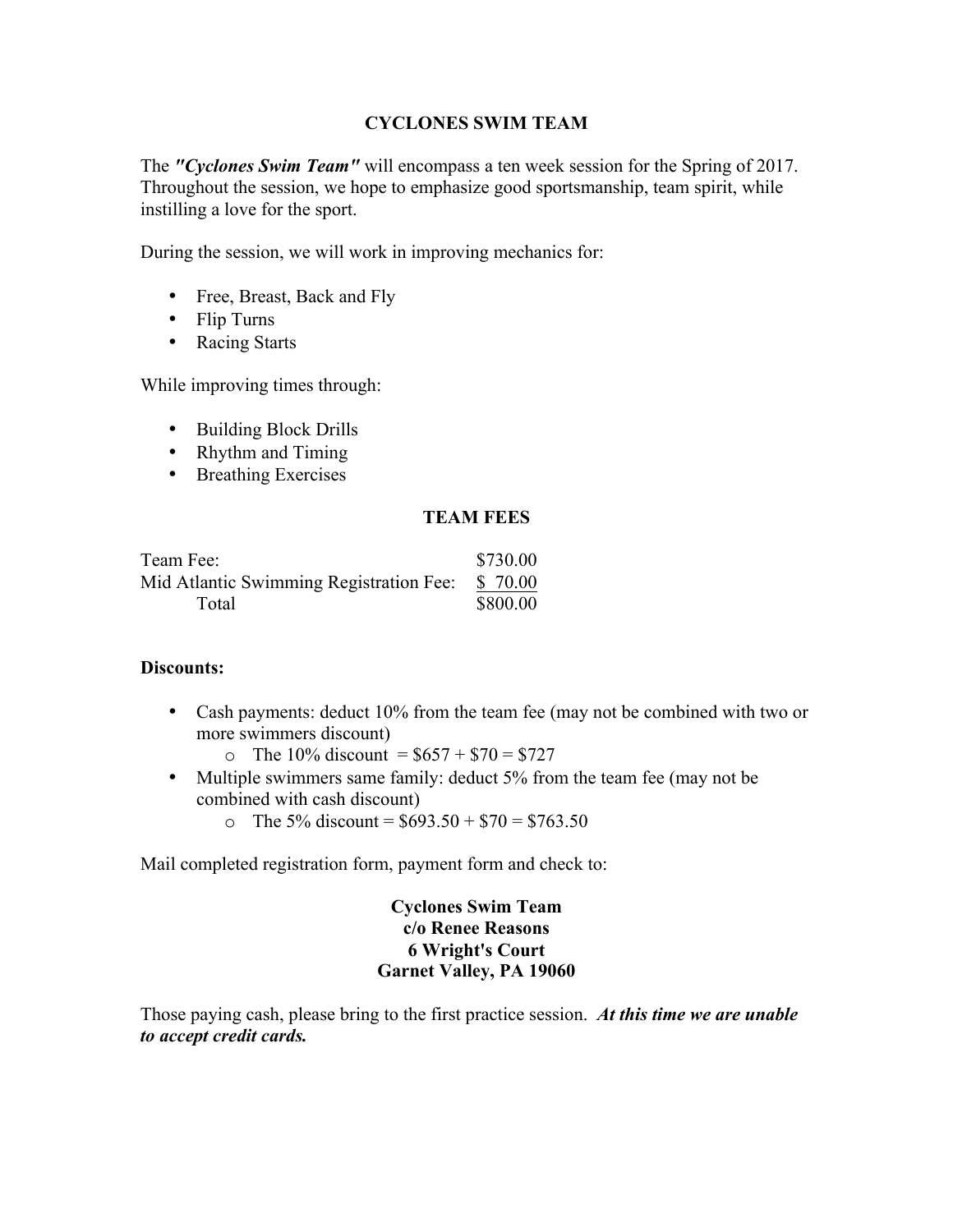# CYCLONES SWIM TEAM

The ***"Cyclones Swim Team"*** will encompass a ten week session for the Spring of 2017. Throughout the session, we hope to emphasize good sportsmanship, team spirit, while instilling a love for the sport.

During the session, we will work in improving mechanics for:

- Free, Breast, Back and Fly
- Flip Turns
- Racing Starts

While improving times through:

- Building Block Drills
- Rhythm and Timing
- Breathing Exercises

## TEAM FEES

| | |
|---|---|
| Team Fee: | $730.00 |
| Mid Atlantic Swimming Registration Fee: | $ 70.00 |
| Total | $800.00 |

**Discounts:**

- Cash payments: deduct 10% from the team fee (may not be combined with two or more swimmers discount)
  - The 10% discount = $657 + $70 = $727
- Multiple swimmers same family: deduct 5% from the team fee (may not be combined with cash discount)
  - The 5% discount = $693.50 + $70 = $763.50

Mail completed registration form, payment form and check to:

**Cyclones Swim Team**
**c/o Renee Reasons**
**6 Wright's Court**
**Garnet Valley, PA 19060**

Those paying cash, please bring to the first practice session. ***At this time we are unable to accept credit cards.***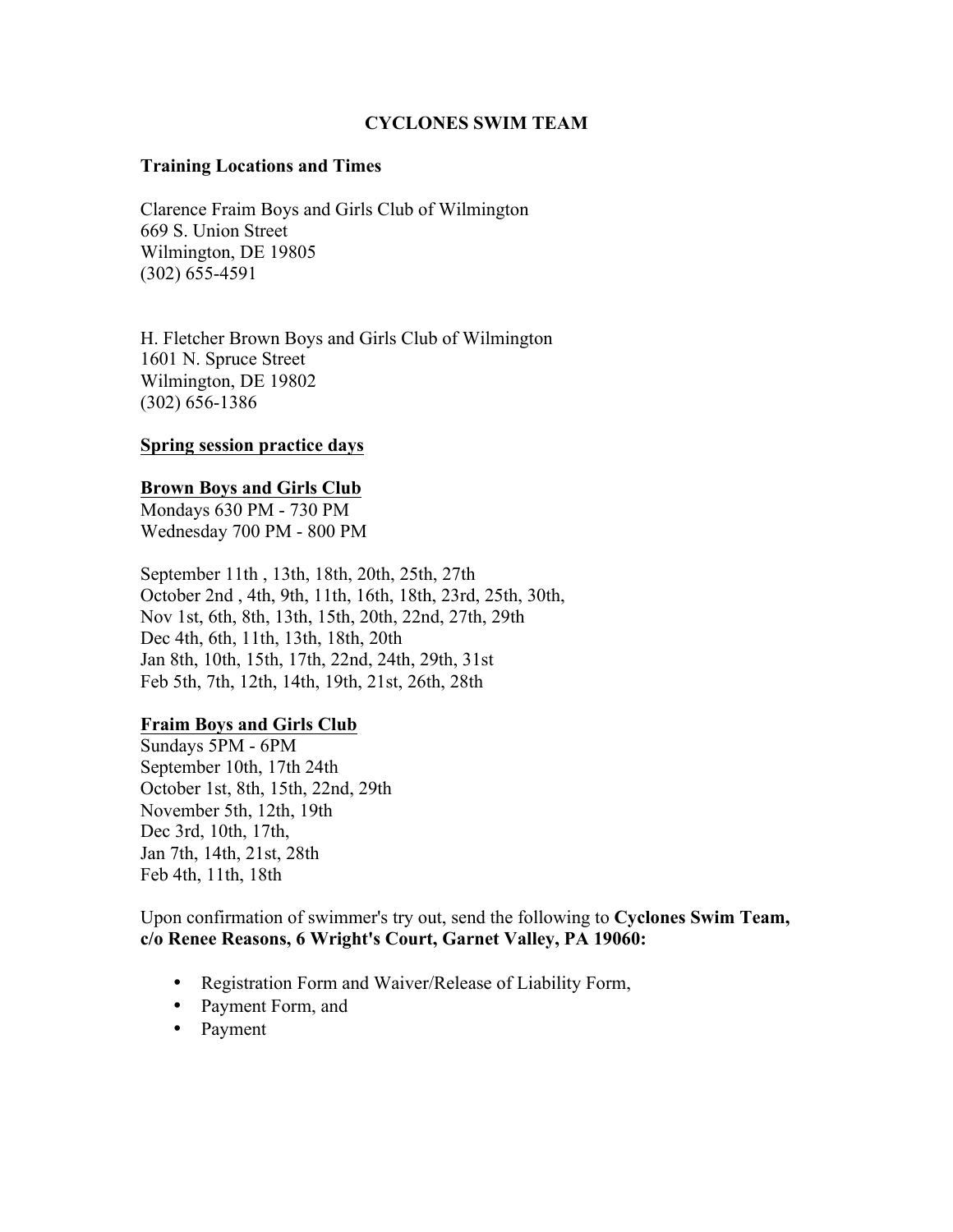# CYCLONES SWIM TEAM

## Training Locations and Times

Clarence Fraim Boys and Girls Club of Wilmington
669 S. Union Street
Wilmington, DE 19805
(302) 655-4591

H. Fletcher Brown Boys and Girls Club of Wilmington
1601 N. Spruce Street
Wilmington, DE 19802
(302) 656-1386

### Spring session practice days

**Brown Boys and Girls Club**
Mondays 630 PM - 730 PM
Wednesday 700 PM - 800 PM

September 11th , 13th, 18th, 20th, 25th, 27th
October 2nd , 4th, 9th, 11th, 16th, 18th, 23rd, 25th, 30th,
Nov 1st, 6th, 8th, 13th, 15th, 20th, 22nd, 27th, 29th
Dec 4th, 6th, 11th, 13th, 18th, 20th
Jan 8th, 10th, 15th, 17th, 22nd, 24th, 29th, 31st
Feb 5th, 7th, 12th, 14th, 19th, 21st, 26th, 28th

**Fraim Boys and Girls Club**
Sundays 5PM - 6PM
September 10th, 17th 24th
October 1st, 8th, 15th, 22nd, 29th
November 5th, 12th, 19th
Dec 3rd, 10th, 17th,
Jan 7th, 14th, 21st, 28th
Feb 4th, 11th, 18th

Upon confirmation of swimmer's try out, send the following to **Cyclones Swim Team, c/o Renee Reasons, 6 Wright's Court, Garnet Valley, PA 19060:**

- Registration Form and Waiver/Release of Liability Form,
- Payment Form, and
- Payment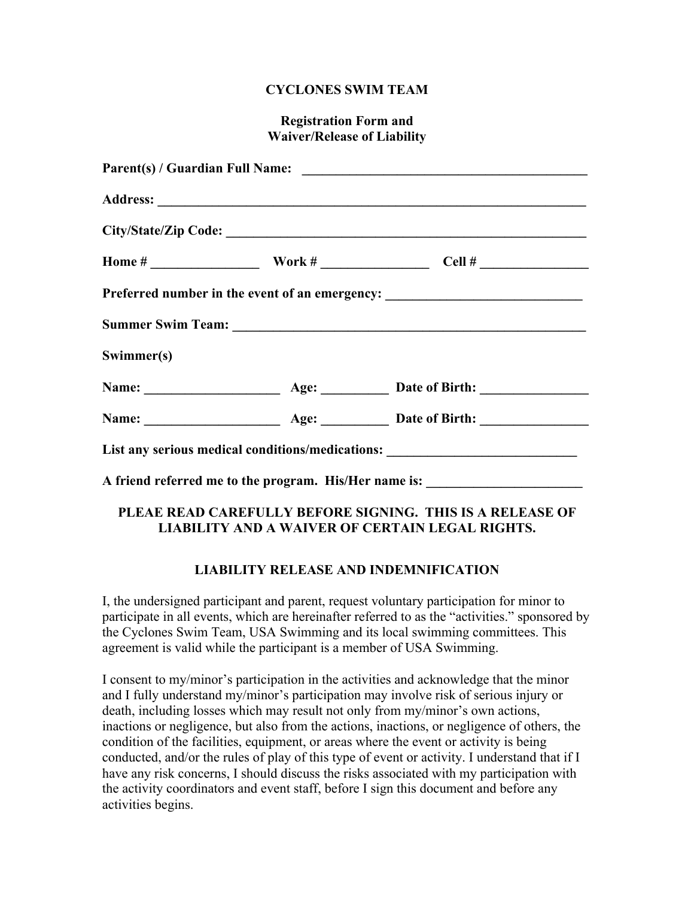**CYCLONES SWIM TEAM**

**Registration Form and**
**Waiver/Release of Liability**

**Parent(s) / Guardian Full Name:** ___________________________________________

**Address:** _________________________________________________________________

**City/State/Zip Code:** _______________________________________________________

**Home #** ________________ **Work #** ________________ **Cell #** ________________

**Preferred number in the event of an emergency:** _____________________________

**Summer Swim Team:** _____________________________________________________

**Swimmer(s)**

**Name:** ____________________ **Age:** __________ **Date of Birth:** ________________

**Name:** ____________________ **Age:** __________ **Date of Birth:** ________________

**List any serious medical conditions/medications:** ____________________________

**A friend referred me to the program. His/Her name is:** _______________________

**PLEAE READ CAREFULLY BEFORE SIGNING. THIS IS A RELEASE OF LIABILITY AND A WAIVER OF CERTAIN LEGAL RIGHTS.**

**LIABILITY RELEASE AND INDEMNIFICATION**

I, the undersigned participant and parent, request voluntary participation for minor to participate in all events, which are hereinafter referred to as the "activities." sponsored by the Cyclones Swim Team, USA Swimming and its local swimming committees. This agreement is valid while the participant is a member of USA Swimming.

I consent to my/minor's participation in the activities and acknowledge that the minor and I fully understand my/minor's participation may involve risk of serious injury or death, including losses which may result not only from my/minor's own actions, inactions or negligence, but also from the actions, inactions, or negligence of others, the condition of the facilities, equipment, or areas where the event or activity is being conducted, and/or the rules of play of this type of event or activity. I understand that if I have any risk concerns, I should discuss the risks associated with my participation with the activity coordinators and event staff, before I sign this document and before any activities begins.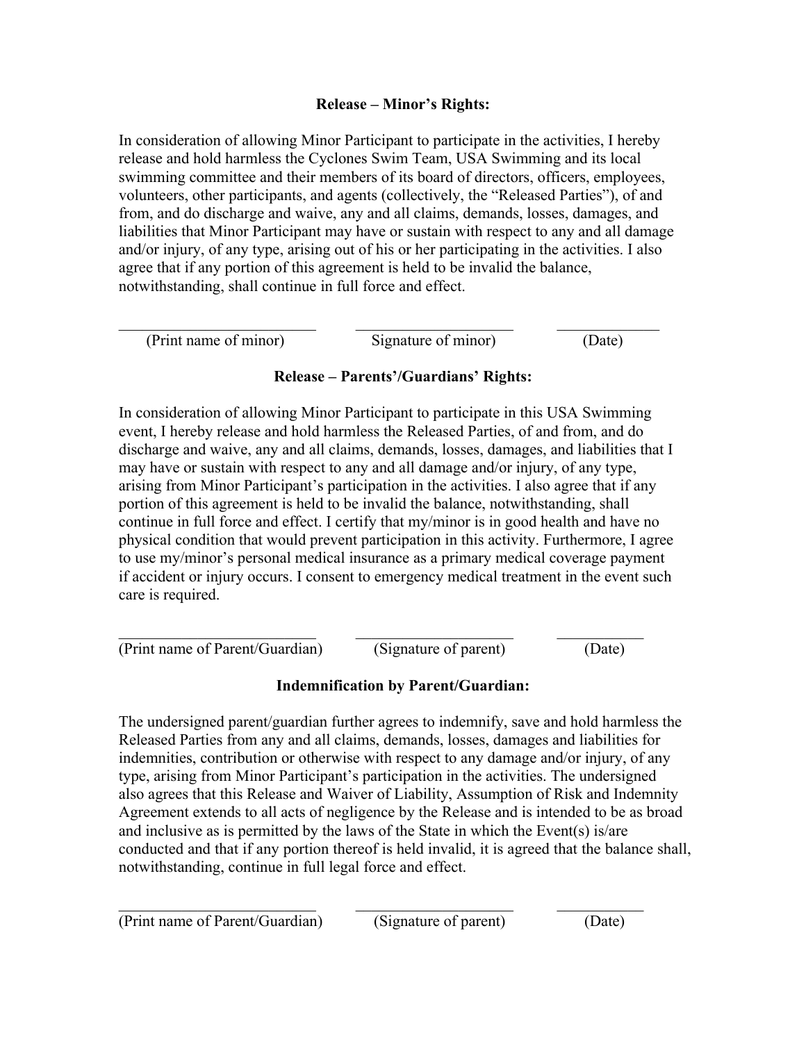**Release – Minor's Rights:**

In consideration of allowing Minor Participant to participate in the activities, I hereby release and hold harmless the Cyclones Swim Team, USA Swimming and its local swimming committee and their members of its board of directors, officers, employees, volunteers, other participants, and agents (collectively, the "Released Parties"), of and from, and do discharge and waive, any and all claims, demands, losses, damages, and liabilities that Minor Participant may have or sustain with respect to any and all damage and/or injury, of any type, arising out of his or her participating in the activities. I also agree that if any portion of this agreement is held to be invalid the balance, notwithstanding, shall continue in full force and effect.

| \_\_\_\_\_\_\_\_\_\_\_\_\_\_\_\_\_\_\_\_\_\_\_\_\_ | \_\_\_\_\_\_\_\_\_\_\_\_\_\_\_\_\_\_\_\_\_\_ | \_\_\_\_\_\_\_\_\_\_\_\_\_ |
|---|---|---|
| (Print name of minor) | Signature of minor) | (Date) |

**Release – Parents'/Guardians' Rights:**

In consideration of allowing Minor Participant to participate in this USA Swimming event, I hereby release and hold harmless the Released Parties, of and from, and do discharge and waive, any and all claims, demands, losses, damages, and liabilities that I may have or sustain with respect to any and all damage and/or injury, of any type, arising from Minor Participant's participation in the activities. I also agree that if any portion of this agreement is held to be invalid the balance, notwithstanding, shall continue in full force and effect. I certify that my/minor is in good health and have no physical condition that would prevent participation in this activity. Furthermore, I agree to use my/minor's personal medical insurance as a primary medical coverage payment if accident or injury occurs. I consent to emergency medical treatment in the event such care is required.

| \_\_\_\_\_\_\_\_\_\_\_\_\_\_\_\_\_\_\_\_\_\_\_\_\_ | \_\_\_\_\_\_\_\_\_\_\_\_\_\_\_\_\_\_\_\_\_\_ | \_\_\_\_\_\_\_\_\_\_\_ |
|---|---|---|
| (Print name of Parent/Guardian) | (Signature of parent) | (Date) |

**Indemnification by Parent/Guardian:**

The undersigned parent/guardian further agrees to indemnify, save and hold harmless the Released Parties from any and all claims, demands, losses, damages and liabilities for indemnities, contribution or otherwise with respect to any damage and/or injury, of any type, arising from Minor Participant's participation in the activities. The undersigned also agrees that this Release and Waiver of Liability, Assumption of Risk and Indemnity Agreement extends to all acts of negligence by the Release and is intended to be as broad and inclusive as is permitted by the laws of the State in which the Event(s) is/are conducted and that if any portion thereof is held invalid, it is agreed that the balance shall, notwithstanding, continue in full legal force and effect.

| \_\_\_\_\_\_\_\_\_\_\_\_\_\_\_\_\_\_\_\_\_\_\_\_\_ | \_\_\_\_\_\_\_\_\_\_\_\_\_\_\_\_\_\_\_\_\_\_ | \_\_\_\_\_\_\_\_\_\_\_ |
|---|---|---|
| (Print name of Parent/Guardian) | (Signature of parent) | (Date) |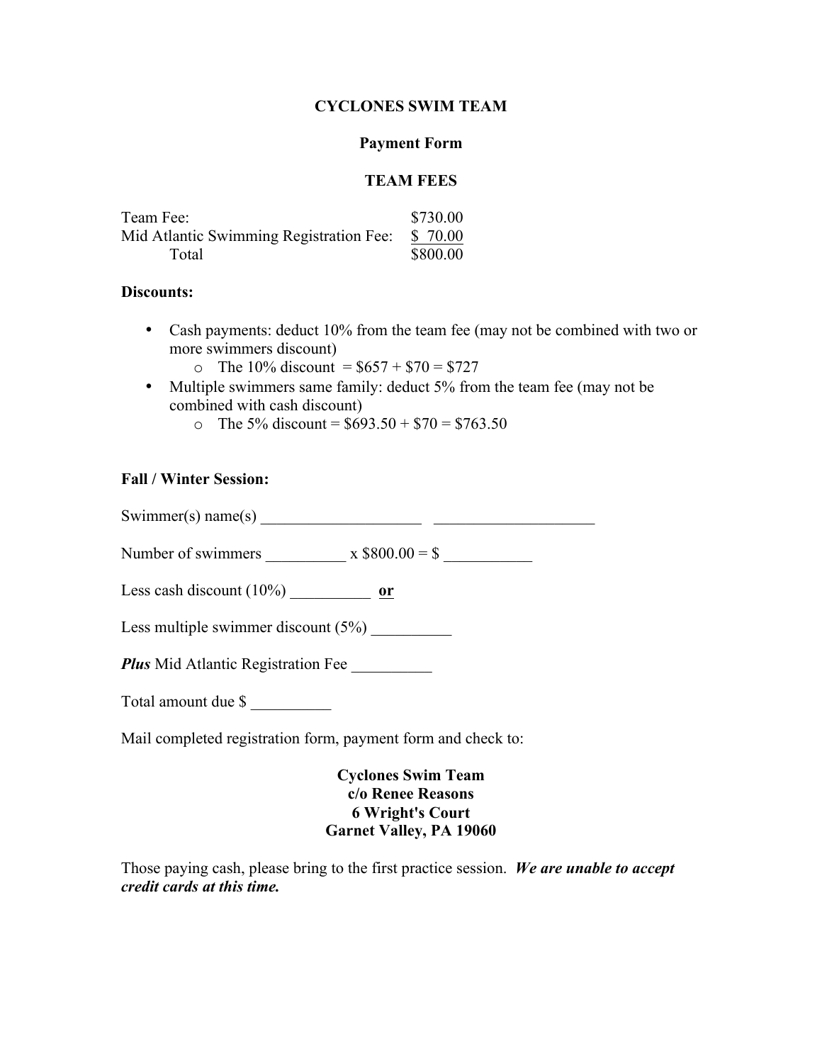# CYCLONES SWIM TEAM

## Payment Form

### TEAM FEES

| | |
|---|---|
| Team Fee: | $730.00 |
| Mid Atlantic Swimming Registration Fee: | $ 70.00 |
| Total | $800.00 |

**Discounts:**

- Cash payments: deduct 10% from the team fee (may not be combined with two or more swimmers discount)
  - The 10% discount = $657 + $70 = $727
- Multiple swimmers same family: deduct 5% from the team fee (may not be combined with cash discount)
  - The 5% discount = $693.50 + $70 = $763.50

**Fall / Winter Session:**

Swimmer(s) name(s) ____________________ ____________________

Number of swimmers __________ x $800.00 = $ ___________

Less cash discount (10%) __________ **or**

Less multiple swimmer discount (5%) __________

***Plus*** Mid Atlantic Registration Fee __________

Total amount due $ __________

Mail completed registration form, payment form and check to:

**Cyclones Swim Team**
**c/o Renee Reasons**
**6 Wright's Court**
**Garnet Valley, PA 19060**

Those paying cash, please bring to the first practice session. ***We are unable to accept credit cards at this time.***